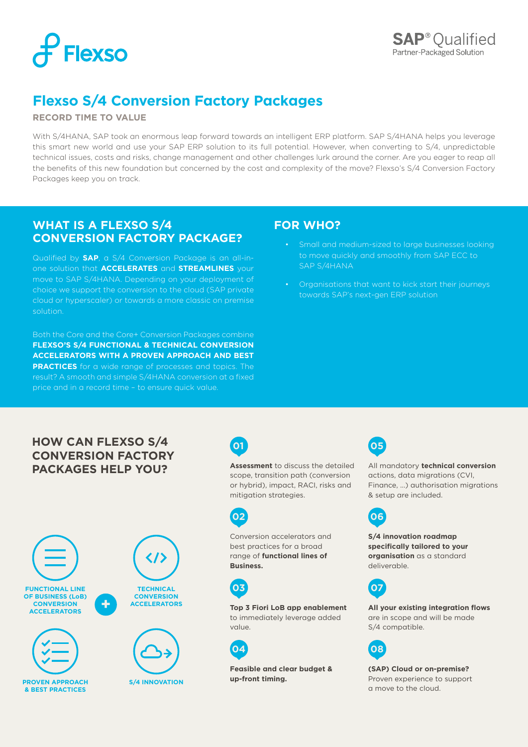Flexso

SAP® Qualified
Partner-Packaged Solution

# Flexso S/4 Conversion Factory Packages

**RECORD TIME TO VALUE**

With S/4HANA, SAP took an enormous leap forward towards an intelligent ERP platform. SAP S/4HANA helps you leverage this smart new world and use your SAP ERP solution to its full potential. However, when converting to S/4, unpredictable technical issues, costs and risks, change management and other challenges lurk around the corner. Are you eager to reap all the benefits of this new foundation but concerned by the cost and complexity of the move? Flexso's S/4 Conversion Factory Packages keep you on track.

## WHAT IS A FLEXSO S/4 CONVERSION FACTORY PACKAGE?

Qualified by **SAP**, a S/4 Conversion Package is an all-in-one solution that **ACCELERATES** and **STREAMLINES** your move to SAP S/4HANA. Depending on your deployment of choice we support the conversion to the cloud (SAP private cloud or hyperscaler) or towards a more classic on premise solution.

Both the Core and the Core+ Conversion Packages combine **FLEXSO'S S/4 FUNCTIONAL & TECHNICAL CONVERSION ACCELERATORS WITH A PROVEN APPROACH AND BEST PRACTICES** for a wide range of processes and topics. The result? A smooth and simple S/4HANA conversion at a fixed price and in a record time – to ensure quick value.

## FOR WHO?

- Small and medium-sized to large businesses looking to move quickly and smoothly from SAP ECC to SAP S/4HANA
- Organisations that want to kick start their journeys towards SAP's next-gen ERP solution

## HOW CAN FLEXSO S/4 CONVERSION FACTORY PACKAGES HELP YOU?

FUNCTIONAL LINE OF BUSINESS (LoB) CONVERSION ACCELERATORS + TECHNICAL CONVERSION ACCELERATORS

PROVEN APPROACH & BEST PRACTICES

S/4 INNOVATION

**01** **Assessment** to discuss the detailed scope, transition path (conversion or hybrid), impact, RACI, risks and mitigation strategies.

**02** Conversion accelerators and best practices for a broad range of **functional lines of Business.**

**03** **Top 3 Fiori LoB app enablement** to immediately leverage added value.

**04** **Feasible and clear budget & up-front timing.**

**05** All mandatory **technical conversion** actions, data migrations (CVI, Finance, ...) authorisation migrations & setup are included.

**06** **S/4 innovation roadmap specifically tailored to your organisation** as a standard deliverable.

**07** **All your existing integration flows** are in scope and will be made S/4 compatible.

**08** **(SAP) Cloud or on-premise?** Proven experience to support a move to the cloud.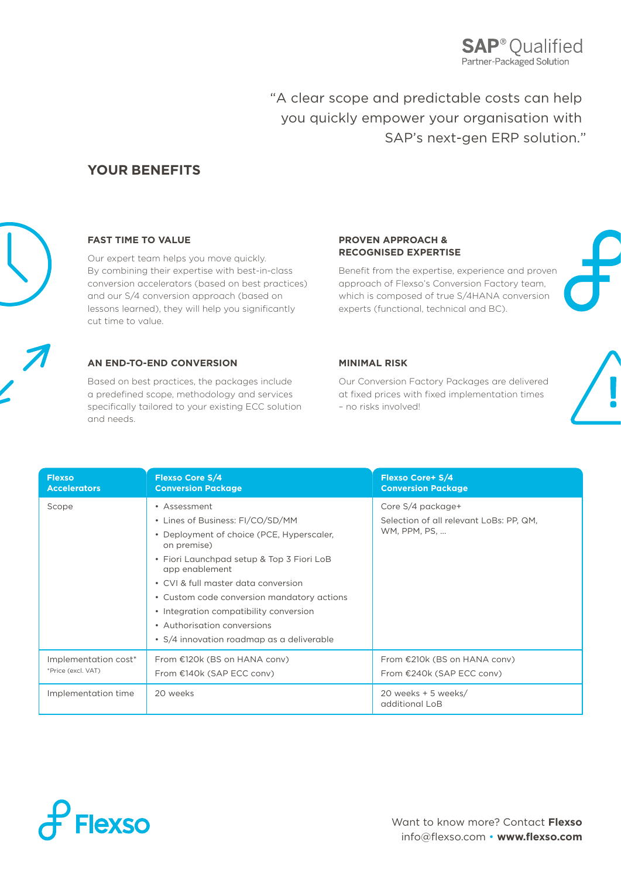SAP® Qualified
Partner-Packaged Solution

"A clear scope and predictable costs can help you quickly empower your organisation with SAP's next-gen ERP solution."

## YOUR BENEFITS

### FAST TIME TO VALUE

Our expert team helps you move quickly. By combining their expertise with best-in-class conversion accelerators (based on best practices) and our S/4 conversion approach (based on lessons learned), they will help you significantly cut time to value.

### PROVEN APPROACH & RECOGNISED EXPERTISE

Benefit from the expertise, experience and proven approach of Flexso's Conversion Factory team, which is composed of true S/4HANA conversion experts (functional, technical and BC).

### AN END-TO-END CONVERSION

Based on best practices, the packages include a predefined scope, methodology and services specifically tailored to your existing ECC solution and needs.

### MINIMAL RISK

Our Conversion Factory Packages are delivered at fixed prices with fixed implementation times – no risks involved!

| Flexso Accelerators | Flexso Core S/4 Conversion Package | Flexso Core+ S/4 Conversion Package |
|---|---|---|
| Scope | • Assessment<br>• Lines of Business: FI/CO/SD/MM<br>• Deployment of choice (PCE, Hyperscaler, on premise)<br>• Fiori Launchpad setup & Top 3 Fiori LoB app enablement<br>• CVI & full master data conversion<br>• Custom code conversion mandatory actions<br>• Integration compatibility conversion<br>• Authorisation conversions<br>• S/4 innovation roadmap as a deliverable | Core S/4 package+<br>Selection of all relevant LoBs: PP, QM, WM, PPM, PS, ... |
| Implementation cost*<br>*Price (excl. VAT) | From €120k (BS on HANA conv)<br>From €140k (SAP ECC conv) | From €210k (BS on HANA conv)<br>From €240k (SAP ECC conv) |
| Implementation time | 20 weeks | 20 weeks + 5 weeks/ additional LoB |

Flexso

Want to know more? Contact **Flexso**
info@flexso.com • **www.flexso.com**